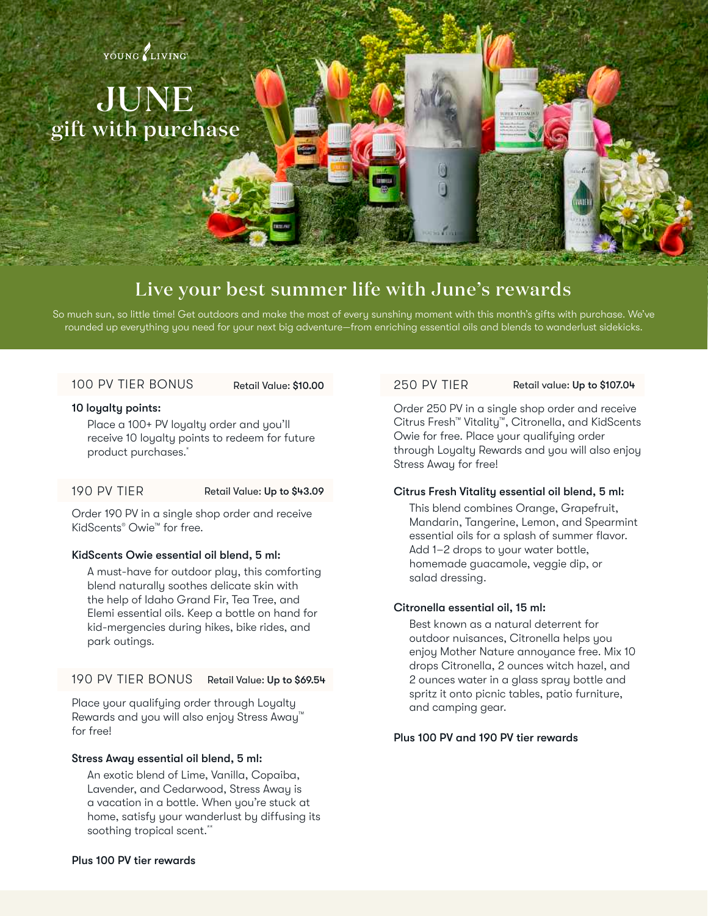YOUNG LIVING

# JUNE gift with purchase

## Live your best summer life with June's rewards

So much sun, so little time! Get outdoors and make the most of every sunshiny moment with this month's gifts with purchase. We've rounded up everything you need for your next big adventure—from enriching essential oils and blends to wanderlust sidekicks.

### 100 PV TIER BONUS

Retail Value: **$10.00**

**10 loyalty points:**

Place a 100+ PV loyalty order and you'll receive 10 loyalty points to redeem for future product purchases.*

### 190 PV TIER

Retail Value: **Up to $43.09**

Order 190 PV in a single shop order and receive KidScents® Owie™ for free.

**KidScents Owie essential oil blend, 5 ml:**

A must-have for outdoor play, this comforting blend naturally soothes delicate skin with the help of Idaho Grand Fir, Tea Tree, and Elemi essential oils. Keep a bottle on hand for kid-mergencies during hikes, bike rides, and park outings.

### 190 PV TIER BONUS

Retail Value: **Up to $69.54**

Place your qualifying order through Loyalty Rewards and you will also enjoy Stress Away™ for free!

**Stress Away essential oil blend, 5 ml:**

An exotic blend of Lime, Vanilla, Copaiba, Lavender, and Cedarwood, Stress Away is a vacation in a bottle. When you're stuck at home, satisfy your wanderlust by diffusing its soothing tropical scent.**

**Plus 100 PV tier rewards**

### 250 PV TIER

Retail value: **Up to $107.04**

Order 250 PV in a single shop order and receive Citrus Fresh™ Vitality™, Citronella, and KidScents Owie for free. Place your qualifying order through Loyalty Rewards and you will also enjoy Stress Away for free!

**Citrus Fresh Vitality essential oil blend, 5 ml:**

This blend combines Orange, Grapefruit, Mandarin, Tangerine, Lemon, and Spearmint essential oils for a splash of summer flavor. Add 1–2 drops to your water bottle, homemade guacamole, veggie dip, or salad dressing.

**Citronella essential oil, 15 ml:**

Best known as a natural deterrent for outdoor nuisances, Citronella helps you enjoy Mother Nature annoyance free. Mix 10 drops Citronella, 2 ounces witch hazel, and 2 ounces water in a glass spray bottle and spritz it onto picnic tables, patio furniture, and camping gear.

**Plus 100 PV and 190 PV tier rewards**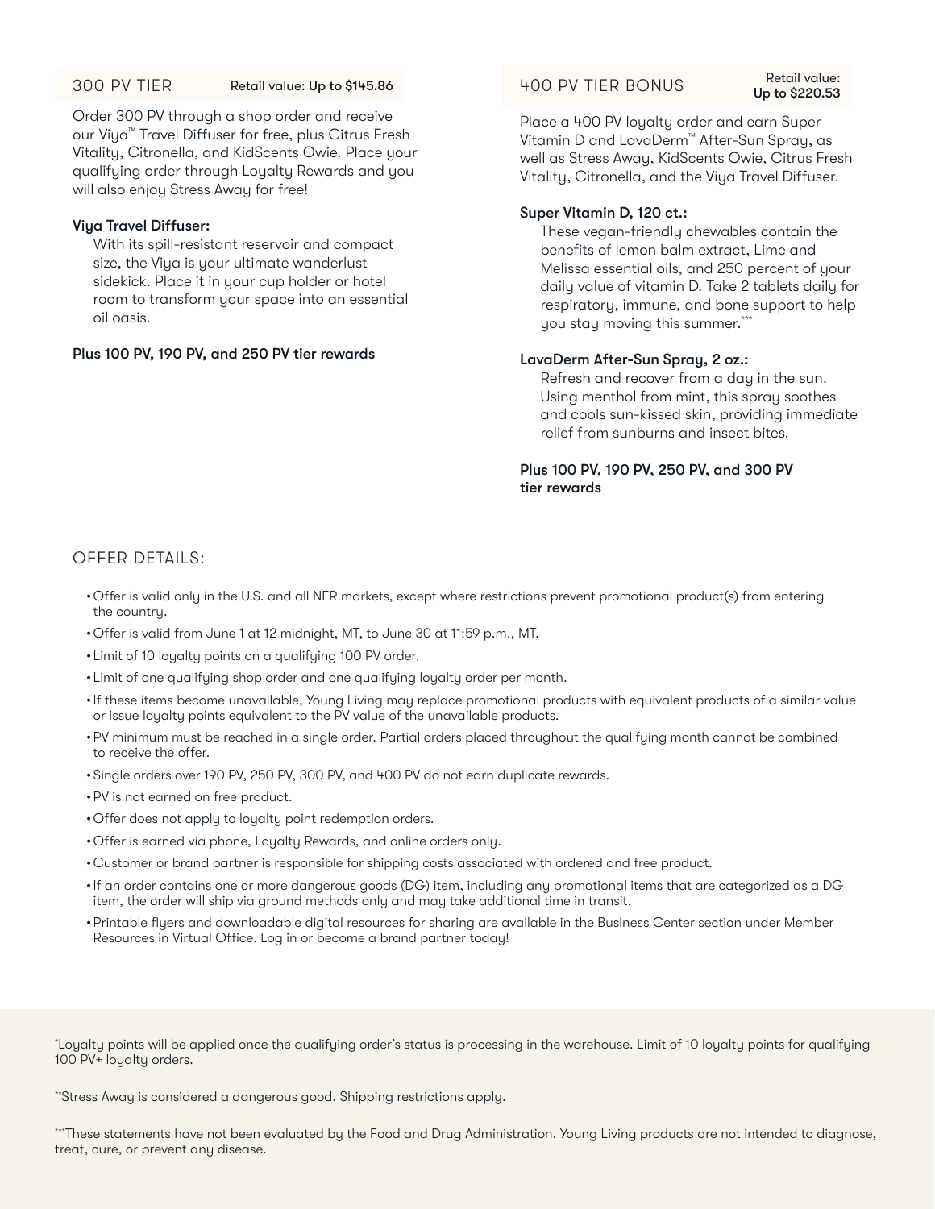## 300 PV TIER

Retail value: **Up to $145.86**

Order 300 PV through a shop order and receive our Viya™ Travel Diffuser for free, plus Citrus Fresh Vitality, Citronella, and KidScents Owie. Place your qualifying order through Loyalty Rewards and you will also enjoy Stress Away for free!

**Viya Travel Diffuser:**

With its spill-resistant reservoir and compact size, the Viya is your ultimate wanderlust sidekick. Place it in your cup holder or hotel room to transform your space into an essential oil oasis.

**Plus 100 PV, 190 PV, and 250 PV tier rewards**

## 400 PV TIER BONUS

Retail value: **Up to $220.53**

Place a 400 PV loyalty order and earn Super Vitamin D and LavaDerm™ After-Sun Spray, as well as Stress Away, KidScents Owie, Citrus Fresh Vitality, Citronella, and the Viya Travel Diffuser.

**Super Vitamin D, 120 ct.:**

These vegan-friendly chewables contain the benefits of lemon balm extract, Lime and Melissa essential oils, and 250 percent of your daily value of vitamin D. Take 2 tablets daily for respiratory, immune, and bone support to help you stay moving this summer.***

**LavaDerm After-Sun Spray, 2 oz.:**

Refresh and recover from a day in the sun. Using menthol from mint, this spray soothes and cools sun-kissed skin, providing immediate relief from sunburns and insect bites.

**Plus 100 PV, 190 PV, 250 PV, and 300 PV tier rewards**

---

## OFFER DETAILS:

- Offer is valid only in the U.S. and all NFR markets, except where restrictions prevent promotional product(s) from entering the country.
- Offer is valid from June 1 at 12 midnight, MT, to June 30 at 11:59 p.m., MT.
- Limit of 10 loyalty points on a qualifying 100 PV order.
- Limit of one qualifying shop order and one qualifying loyalty order per month.
- If these items become unavailable, Young Living may replace promotional products with equivalent products of a similar value or issue loyalty points equivalent to the PV value of the unavailable products.
- PV minimum must be reached in a single order. Partial orders placed throughout the qualifying month cannot be combined to receive the offer.
- Single orders over 190 PV, 250 PV, 300 PV, and 400 PV do not earn duplicate rewards.
- PV is not earned on free product.
- Offer does not apply to loyalty point redemption orders.
- Offer is earned via phone, Loyalty Rewards, and online orders only.
- Customer or brand partner is responsible for shipping costs associated with ordered and free product.
- If an order contains one or more dangerous goods (DG) item, including any promotional items that are categorized as a DG item, the order will ship via ground methods only and may take additional time in transit.
- Printable flyers and downloadable digital resources for sharing are available in the Business Center section under Member Resources in Virtual Office. Log in or become a brand partner today!

*Loyalty points will be applied once the qualifying order's status is processing in the warehouse. Limit of 10 loyalty points for qualifying 100 PV+ loyalty orders.

**Stress Away is considered a dangerous good. Shipping restrictions apply.

***These statements have not been evaluated by the Food and Drug Administration. Young Living products are not intended to diagnose, treat, cure, or prevent any disease.